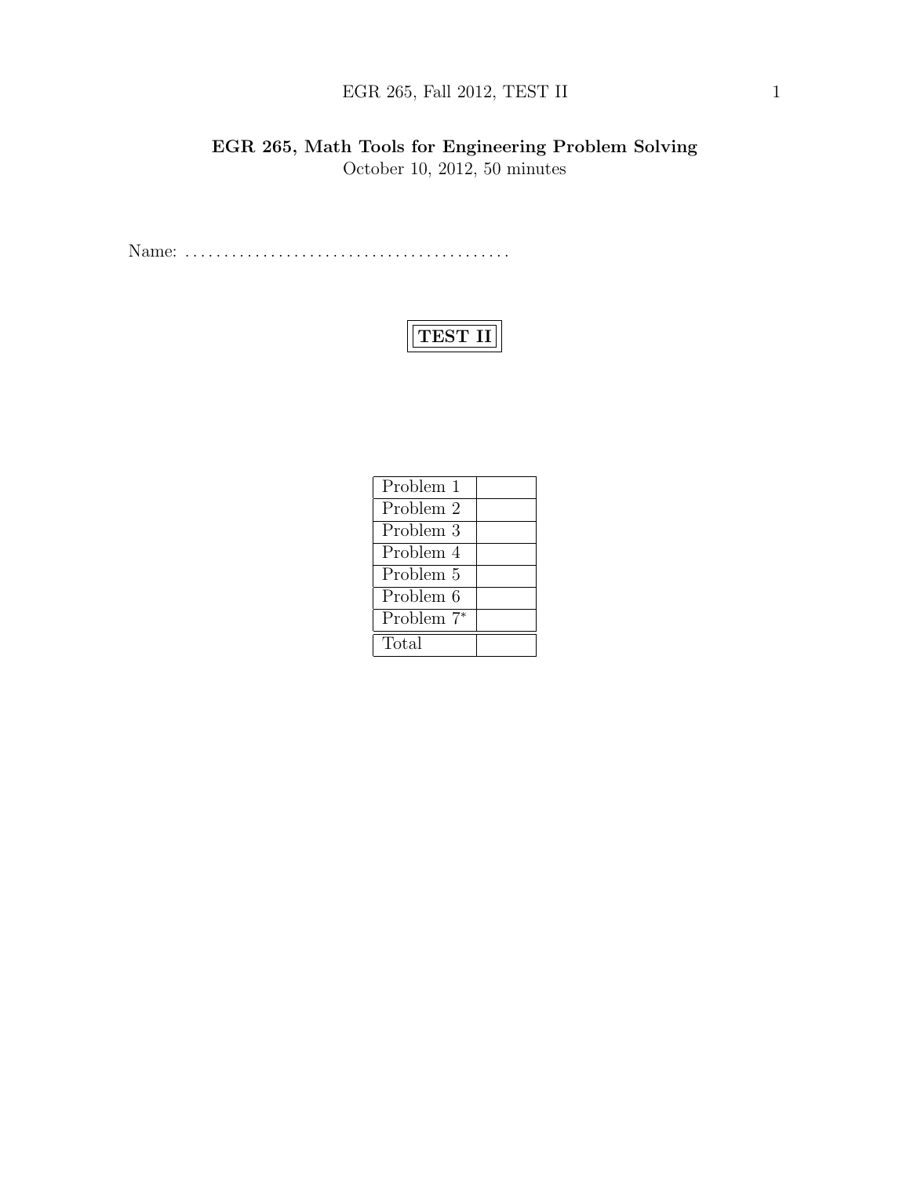# EGR 265, Math Tools for Engineering Problem Solving

October 10, 2012, 50 minutes

Name: . . . . . . . . . . . . . . . . . . . . . . . . . . . . . . . . . . . . . . . . . .

## TEST II

| Problem | Score |
| --- | --- |
| Problem 1 | |
| Problem 2 | |
| Problem 3 | |
| Problem 4 | |
| Problem 5 | |
| Problem 6 | |
| Problem 7* | |
| Total | |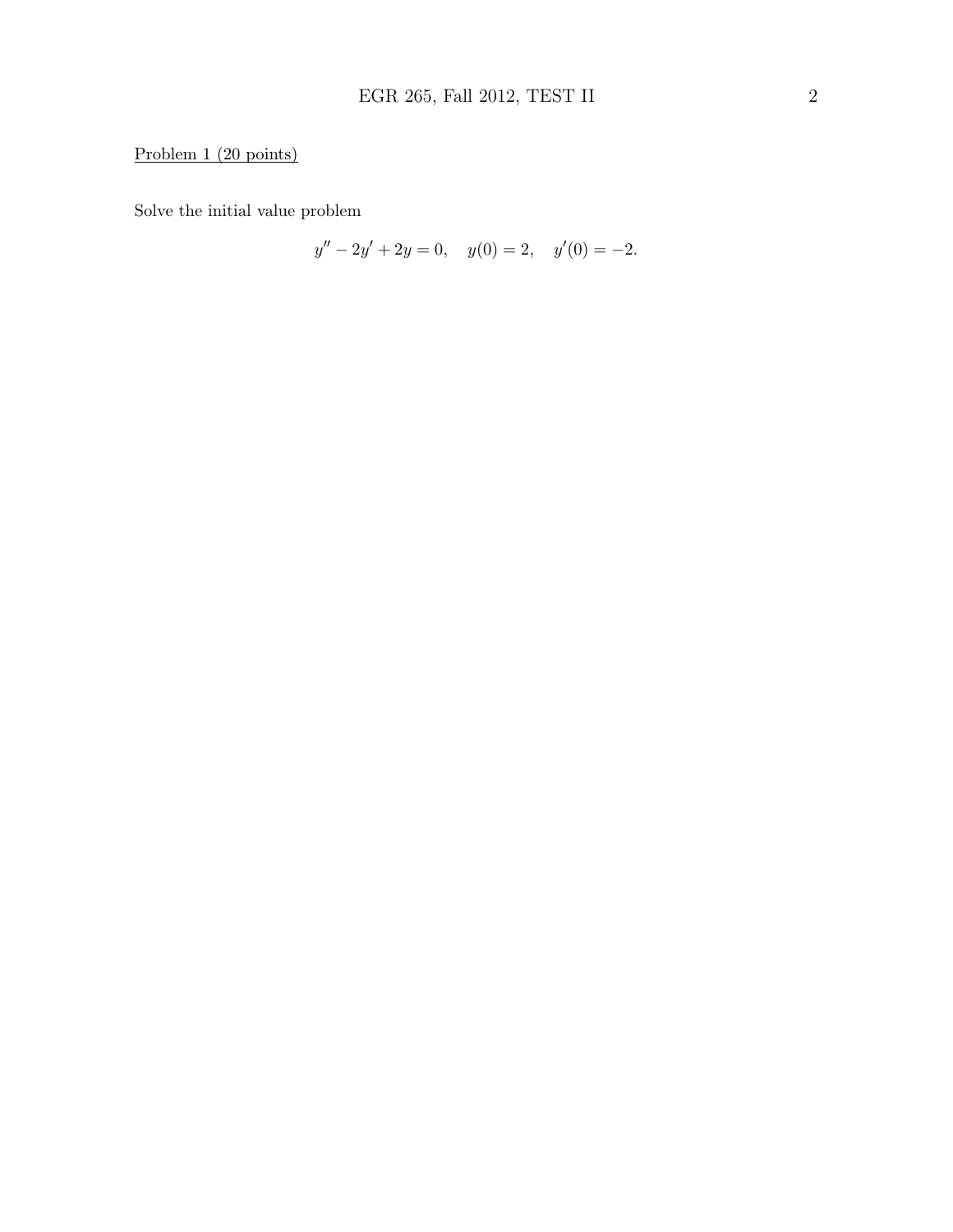Problem 1 (20 points)

Solve the initial value problem

$$y'' - 2y' + 2y = 0, \quad y(0) = 2, \quad y'(0) = -2.$$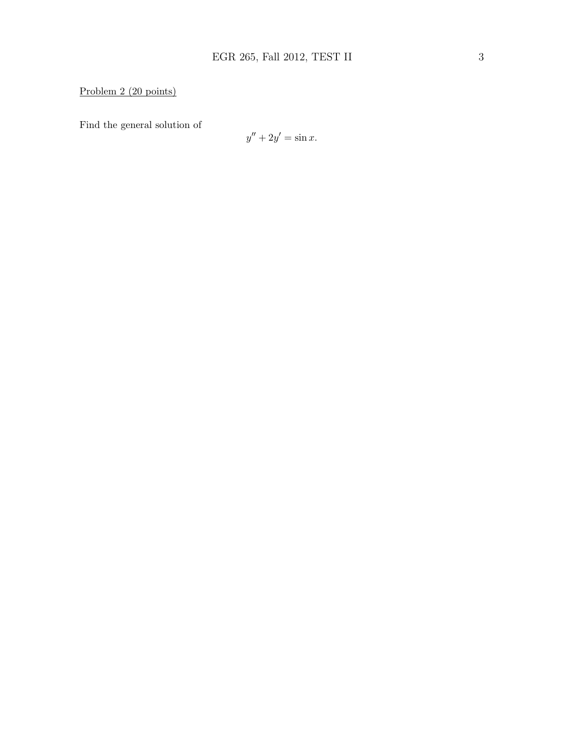Problem 2 (20 points)

Find the general solution of

$$y'' + 2y' = \sin x.$$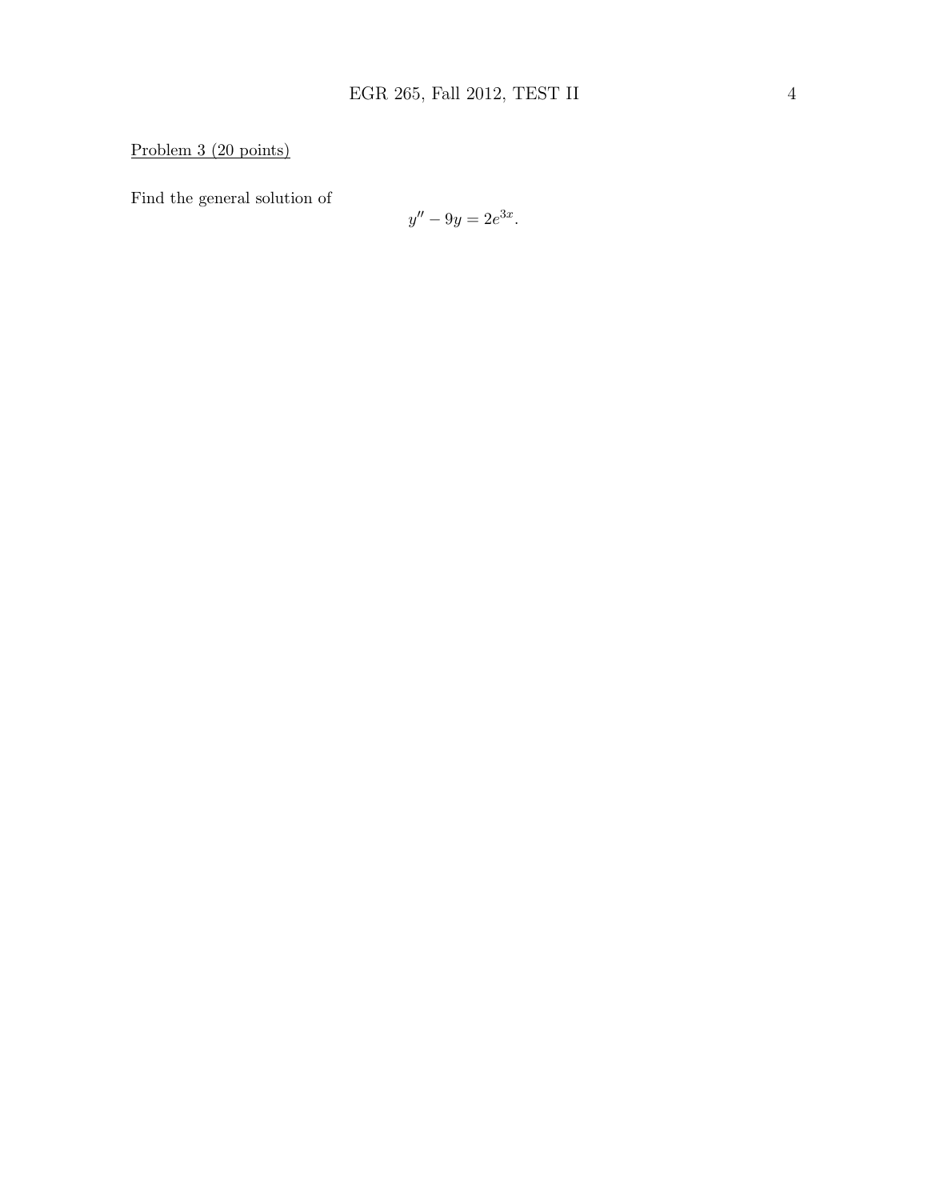Problem 3 (20 points)

Find the general solution of

$$y'' - 9y = 2e^{3x}.$$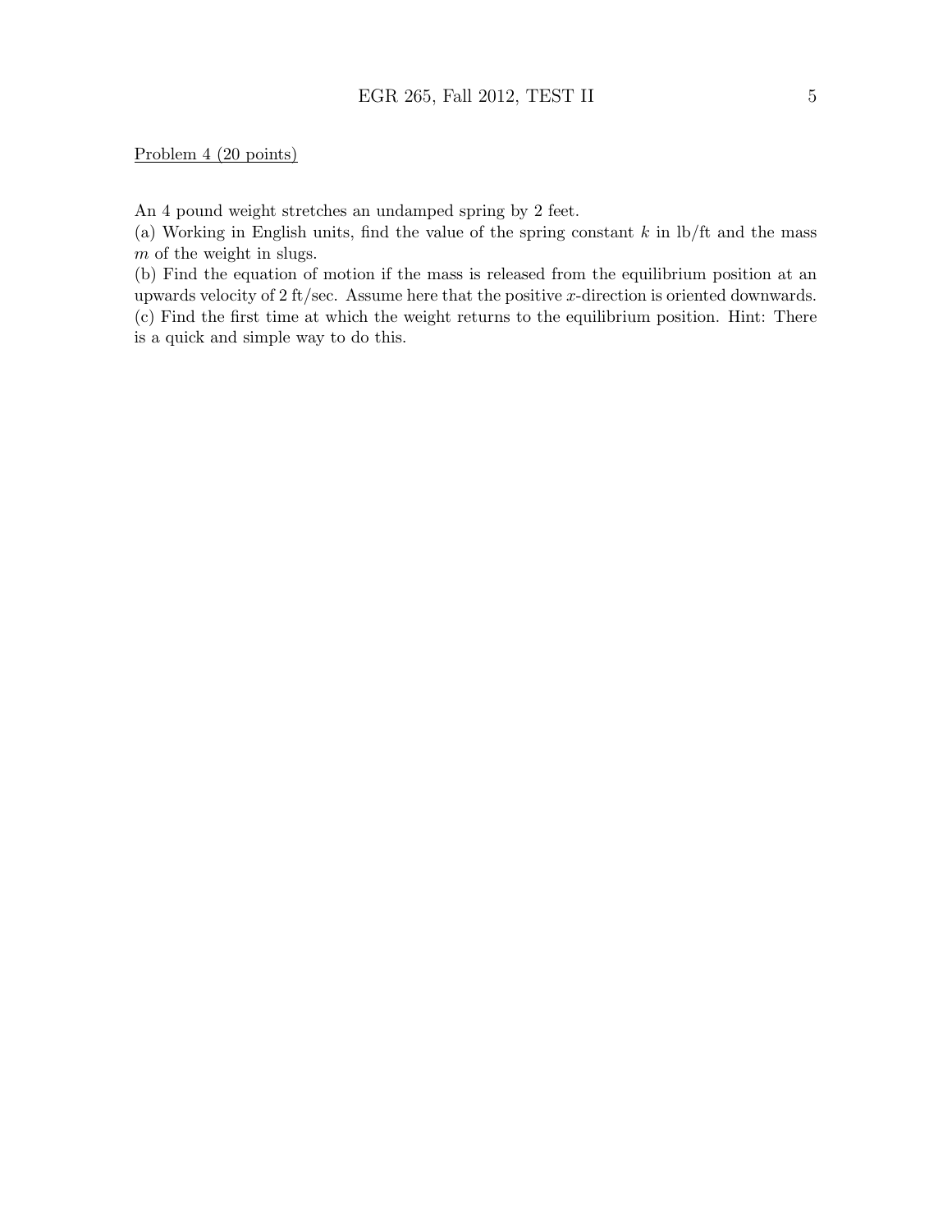Problem 4 (20 points)

An 4 pound weight stretches an undamped spring by 2 feet.

(a) Working in English units, find the value of the spring constant $k$ in lb/ft and the mass $m$ of the weight in slugs.

(b) Find the equation of motion if the mass is released from the equilibrium position at an upwards velocity of 2 ft/sec. Assume here that the positive $x$-direction is oriented downwards.

(c) Find the first time at which the weight returns to the equilibrium position. Hint: There is a quick and simple way to do this.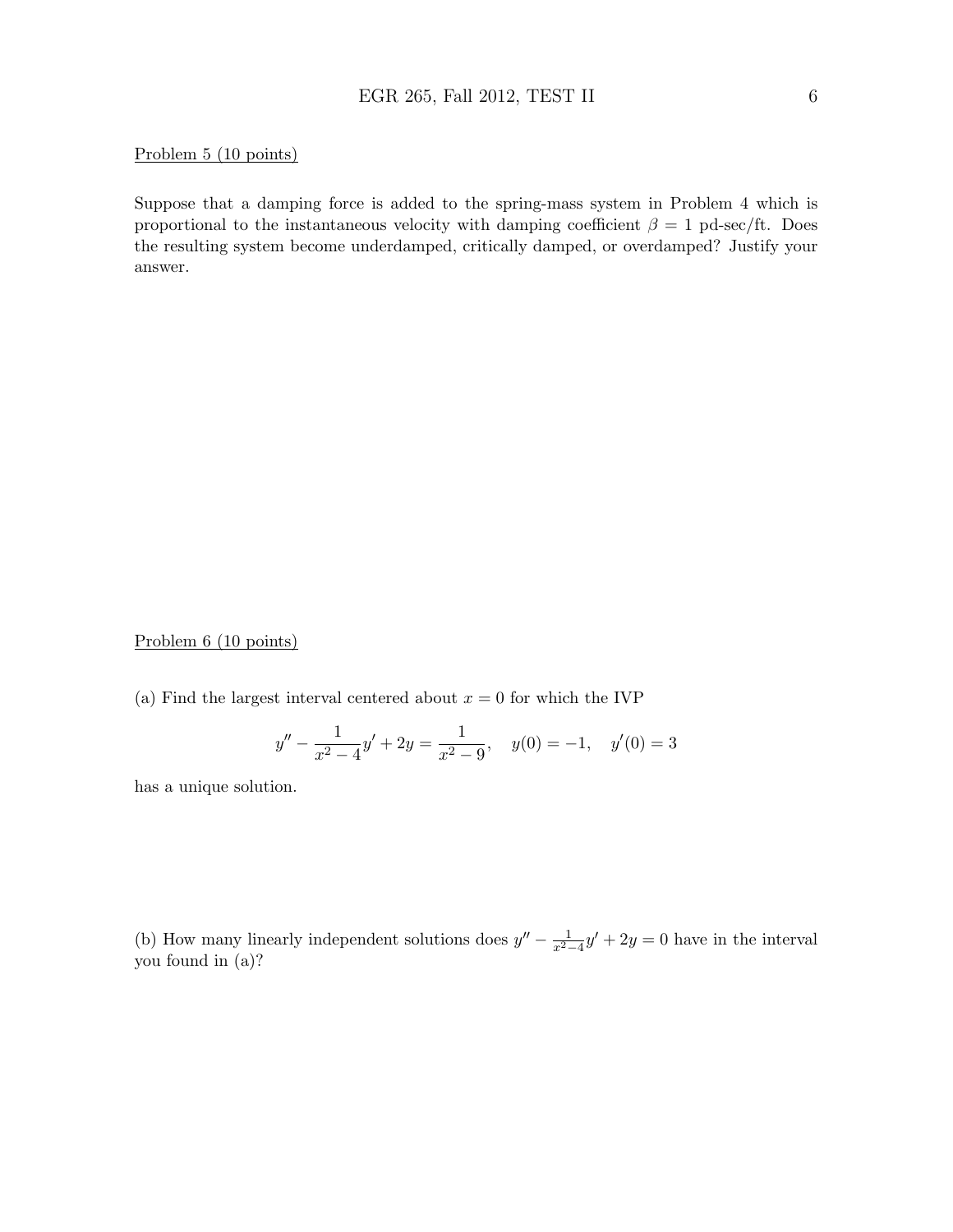Problem 5 (10 points)

Suppose that a damping force is added to the spring-mass system in Problem 4 which is proportional to the instantaneous velocity with damping coefficient $\beta = 1$ pd-sec/ft. Does the resulting system become underdamped, critically damped, or overdamped? Justify your answer.

Problem 6 (10 points)

(a) Find the largest interval centered about $x = 0$ for which the IVP

$$y'' - \frac{1}{x^2 - 4}y' + 2y = \frac{1}{x^2 - 9}, \quad y(0) = -1, \quad y'(0) = 3$$

has a unique solution.

(b) How many linearly independent solutions does $y'' - \frac{1}{x^2-4}y' + 2y = 0$ have in the interval you found in (a)?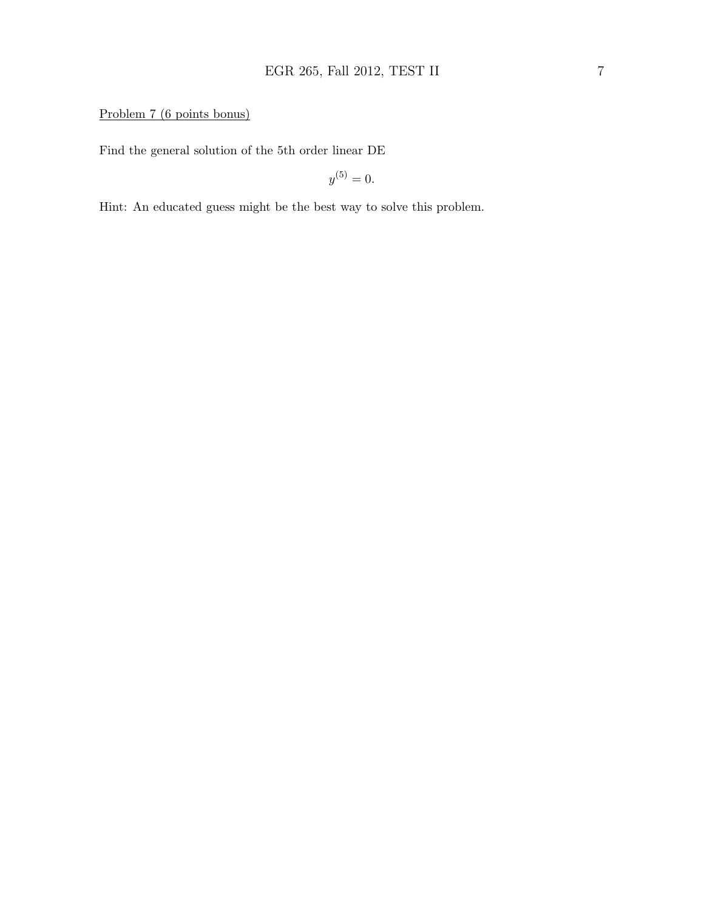Problem 7 (6 points bonus)

Find the general solution of the 5th order linear DE

$$y^{(5)} = 0.$$

Hint: An educated guess might be the best way to solve this problem.